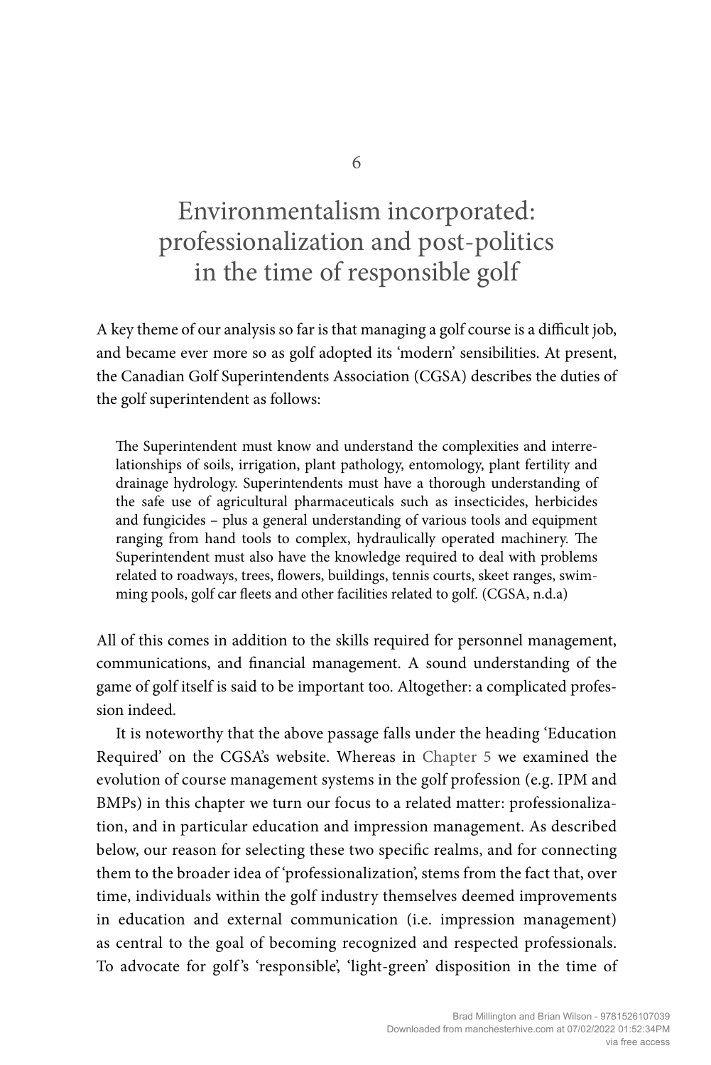# 6

# Environmentalism incorporated: professionalization and post-politics in the time of responsible golf

A key theme of our analysis so far is that managing a golf course is a difficult job, and became ever more so as golf adopted its 'modern' sensibilities. At present, the Canadian Golf Superintendents Association (CGSA) describes the duties of the golf superintendent as follows:

> The Superintendent must know and understand the complexities and interrelationships of soils, irrigation, plant pathology, entomology, plant fertility and drainage hydrology. Superintendents must have a thorough understanding of the safe use of agricultural pharmaceuticals such as insecticides, herbicides and fungicides – plus a general understanding of various tools and equipment ranging from hand tools to complex, hydraulically operated machinery. The Superintendent must also have the knowledge required to deal with problems related to roadways, trees, flowers, buildings, tennis courts, skeet ranges, swimming pools, golf car fleets and other facilities related to golf. (CGSA, n.d.a)

All of this comes in addition to the skills required for personnel management, communications, and financial management. A sound understanding of the game of golf itself is said to be important too. Altogether: a complicated profession indeed.

It is noteworthy that the above passage falls under the heading 'Education Required' on the CGSA's website. Whereas in Chapter 5 we examined the evolution of course management systems in the golf profession (e.g. IPM and BMPs) in this chapter we turn our focus to a related matter: professionalization, and in particular education and impression management. As described below, our reason for selecting these two specific realms, and for connecting them to the broader idea of 'professionalization', stems from the fact that, over time, individuals within the golf industry themselves deemed improvements in education and external communication (i.e. impression management) as central to the goal of becoming recognized and respected professionals. To advocate for golf's 'responsible', 'light-green' disposition in the time of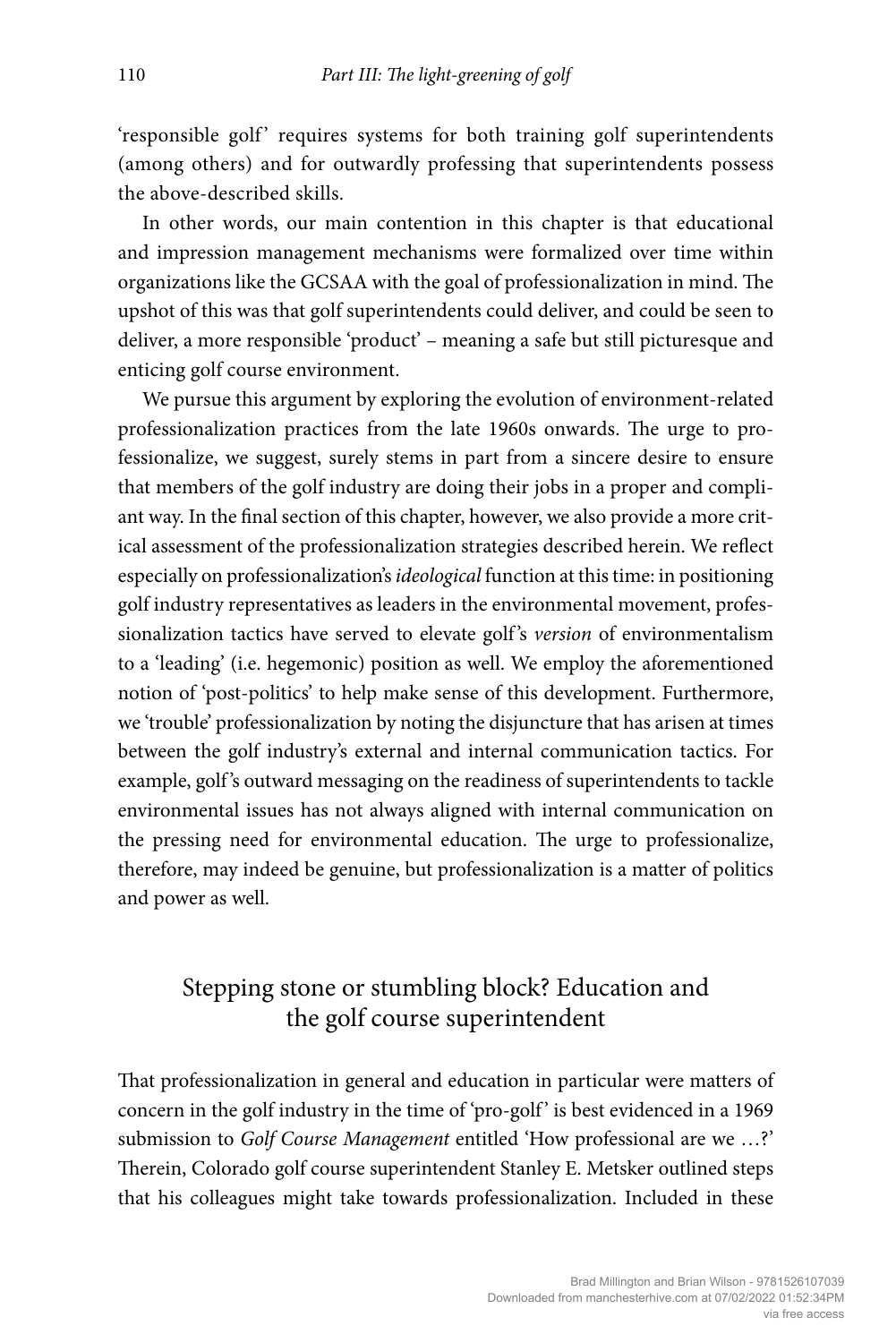'responsible golf' requires systems for both training golf superintendents (among others) and for outwardly professing that superintendents possess the above-described skills.

In other words, our main contention in this chapter is that educational and impression management mechanisms were formalized over time within organizations like the GCSAA with the goal of professionalization in mind. The upshot of this was that golf superintendents could deliver, and could be seen to deliver, a more responsible 'product' – meaning a safe but still picturesque and enticing golf course environment.

We pursue this argument by exploring the evolution of environment-related professionalization practices from the late 1960s onwards. The urge to professionalize, we suggest, surely stems in part from a sincere desire to ensure that members of the golf industry are doing their jobs in a proper and compliant way. In the final section of this chapter, however, we also provide a more critical assessment of the professionalization strategies described herein. We reflect especially on professionalization's *ideological* function at this time: in positioning golf industry representatives as leaders in the environmental movement, professionalization tactics have served to elevate golf's *version* of environmentalism to a 'leading' (i.e. hegemonic) position as well. We employ the aforementioned notion of 'post-politics' to help make sense of this development. Furthermore, we 'trouble' professionalization by noting the disjuncture that has arisen at times between the golf industry's external and internal communication tactics. For example, golf's outward messaging on the readiness of superintendents to tackle environmental issues has not always aligned with internal communication on the pressing need for environmental education. The urge to professionalize, therefore, may indeed be genuine, but professionalization is a matter of politics and power as well.

## Stepping stone or stumbling block? Education and the golf course superintendent

That professionalization in general and education in particular were matters of concern in the golf industry in the time of 'pro-golf' is best evidenced in a 1969 submission to *Golf Course Management* entitled 'How professional are we …?' Therein, Colorado golf course superintendent Stanley E. Metsker outlined steps that his colleagues might take towards professionalization. Included in these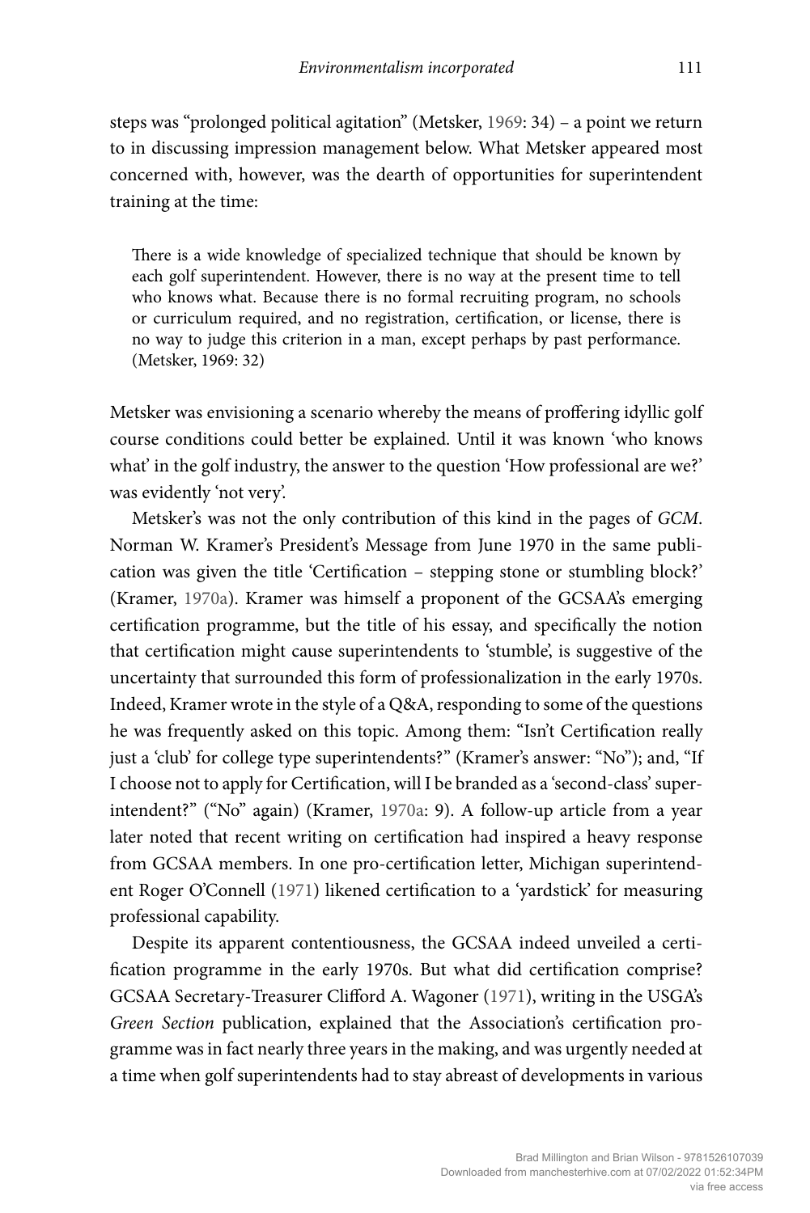steps was "prolonged political agitation" (Metsker, 1969: 34) – a point we return to in discussing impression management below. What Metsker appeared most concerned with, however, was the dearth of opportunities for superintendent training at the time:

> There is a wide knowledge of specialized technique that should be known by each golf superintendent. However, there is no way at the present time to tell who knows what. Because there is no formal recruiting program, no schools or curriculum required, and no registration, certification, or license, there is no way to judge this criterion in a man, except perhaps by past performance. (Metsker, 1969: 32)

Metsker was envisioning a scenario whereby the means of proffering idyllic golf course conditions could better be explained. Until it was known 'who knows what' in the golf industry, the answer to the question 'How professional are we?' was evidently 'not very'.

Metsker's was not the only contribution of this kind in the pages of *GCM*. Norman W. Kramer's President's Message from June 1970 in the same publication was given the title 'Certification – stepping stone or stumbling block?' (Kramer, 1970a). Kramer was himself a proponent of the GCSAA's emerging certification programme, but the title of his essay, and specifically the notion that certification might cause superintendents to 'stumble', is suggestive of the uncertainty that surrounded this form of professionalization in the early 1970s. Indeed, Kramer wrote in the style of a Q&A, responding to some of the questions he was frequently asked on this topic. Among them: "Isn't Certification really just a 'club' for college type superintendents?" (Kramer's answer: "No"); and, "If I choose not to apply for Certification, will I be branded as a 'second-class' superintendent?" ("No" again) (Kramer, 1970a: 9). A follow-up article from a year later noted that recent writing on certification had inspired a heavy response from GCSAA members. In one pro-certification letter, Michigan superintendent Roger O'Connell (1971) likened certification to a 'yardstick' for measuring professional capability.

Despite its apparent contentiousness, the GCSAA indeed unveiled a certification programme in the early 1970s. But what did certification comprise? GCSAA Secretary-Treasurer Clifford A. Wagoner (1971), writing in the USGA's *Green Section* publication, explained that the Association's certification programme was in fact nearly three years in the making, and was urgently needed at a time when golf superintendents had to stay abreast of developments in various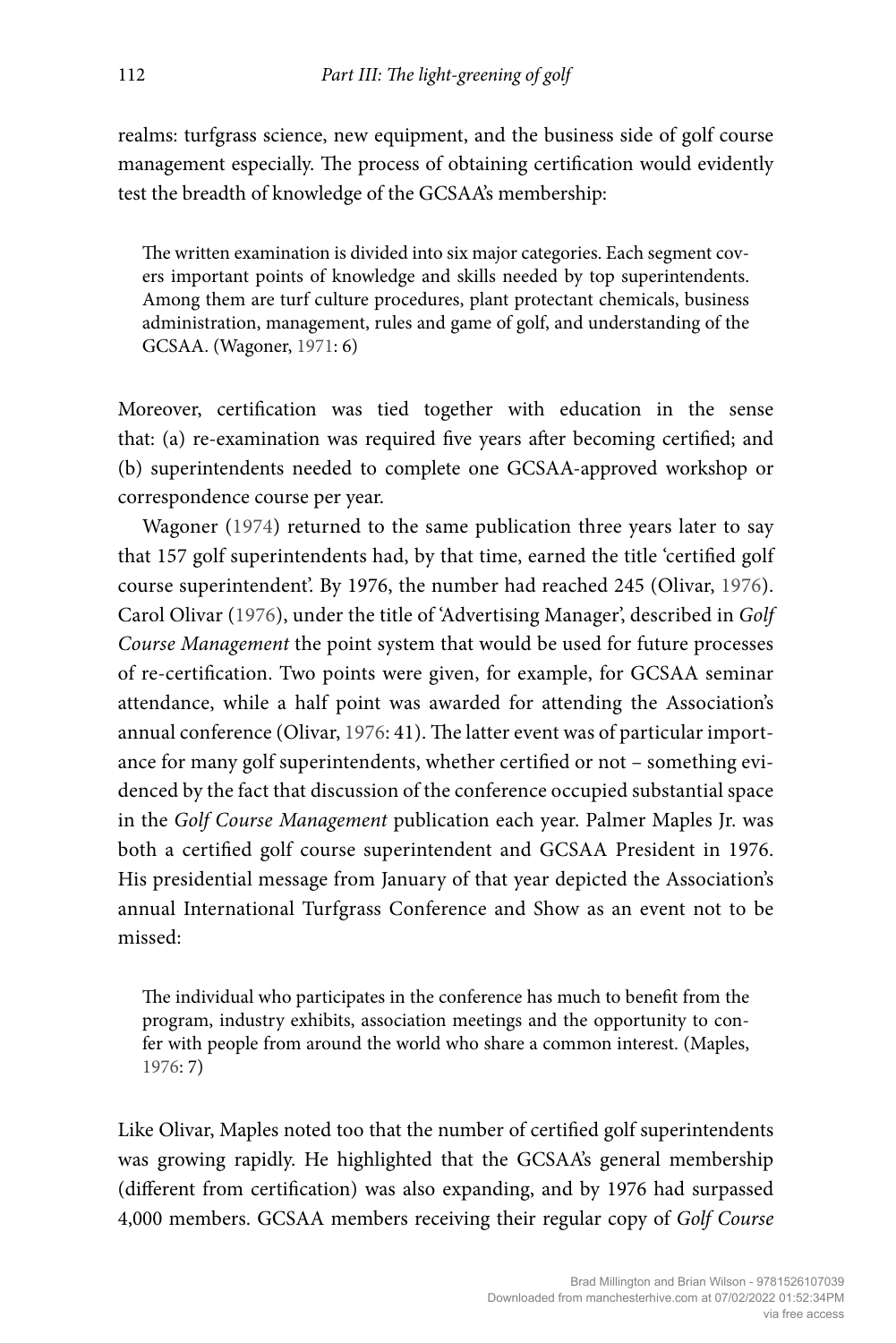realms: turfgrass science, new equipment, and the business side of golf course management especially. The process of obtaining certification would evidently test the breadth of knowledge of the GCSAA's membership:

> The written examination is divided into six major categories. Each segment covers important points of knowledge and skills needed by top superintendents. Among them are turf culture procedures, plant protectant chemicals, business administration, management, rules and game of golf, and understanding of the GCSAA. (Wagoner, 1971: 6)

Moreover, certification was tied together with education in the sense that: (a) re-examination was required five years after becoming certified; and (b) superintendents needed to complete one GCSAA-approved workshop or correspondence course per year.

Wagoner (1974) returned to the same publication three years later to say that 157 golf superintendents had, by that time, earned the title 'certified golf course superintendent'. By 1976, the number had reached 245 (Olivar, 1976). Carol Olivar (1976), under the title of 'Advertising Manager', described in *Golf Course Management* the point system that would be used for future processes of re-certification. Two points were given, for example, for GCSAA seminar attendance, while a half point was awarded for attending the Association's annual conference (Olivar, 1976: 41). The latter event was of particular importance for many golf superintendents, whether certified or not – something evidenced by the fact that discussion of the conference occupied substantial space in the *Golf Course Management* publication each year. Palmer Maples Jr. was both a certified golf course superintendent and GCSAA President in 1976. His presidential message from January of that year depicted the Association's annual International Turfgrass Conference and Show as an event not to be missed:

> The individual who participates in the conference has much to benefit from the program, industry exhibits, association meetings and the opportunity to confer with people from around the world who share a common interest. (Maples, 1976: 7)

Like Olivar, Maples noted too that the number of certified golf superintendents was growing rapidly. He highlighted that the GCSAA's general membership (different from certification) was also expanding, and by 1976 had surpassed 4,000 members. GCSAA members receiving their regular copy of *Golf Course*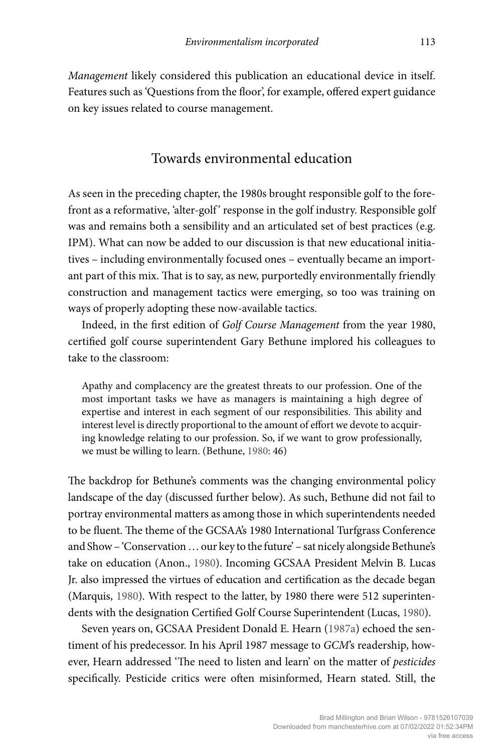*Management* likely considered this publication an educational device in itself. Features such as 'Questions from the floor', for example, offered expert guidance on key issues related to course management.

## Towards environmental education

As seen in the preceding chapter, the 1980s brought responsible golf to the forefront as a reformative, 'alter-golf' response in the golf industry. Responsible golf was and remains both a sensibility and an articulated set of best practices (e.g. IPM). What can now be added to our discussion is that new educational initiatives – including environmentally focused ones – eventually became an important part of this mix. That is to say, as new, purportedly environmentally friendly construction and management tactics were emerging, so too was training on ways of properly adopting these now-available tactics.

Indeed, in the first edition of *Golf Course Management* from the year 1980, certified golf course superintendent Gary Bethune implored his colleagues to take to the classroom:

> Apathy and complacency are the greatest threats to our profession. One of the most important tasks we have as managers is maintaining a high degree of expertise and interest in each segment of our responsibilities. This ability and interest level is directly proportional to the amount of effort we devote to acquiring knowledge relating to our profession. So, if we want to grow professionally, we must be willing to learn. (Bethune, 1980: 46)

The backdrop for Bethune's comments was the changing environmental policy landscape of the day (discussed further below). As such, Bethune did not fail to portray environmental matters as among those in which superintendents needed to be fluent. The theme of the GCSAA's 1980 International Turfgrass Conference and Show – 'Conservation … our key to the future' – sat nicely alongside Bethune's take on education (Anon., 1980). Incoming GCSAA President Melvin B. Lucas Jr. also impressed the virtues of education and certification as the decade began (Marquis, 1980). With respect to the latter, by 1980 there were 512 superintendents with the designation Certified Golf Course Superintendent (Lucas, 1980).

Seven years on, GCSAA President Donald E. Hearn (1987a) echoed the sentiment of his predecessor. In his April 1987 message to *GCM*'s readership, however, Hearn addressed 'The need to listen and learn' on the matter of *pesticides* specifically. Pesticide critics were often misinformed, Hearn stated. Still, the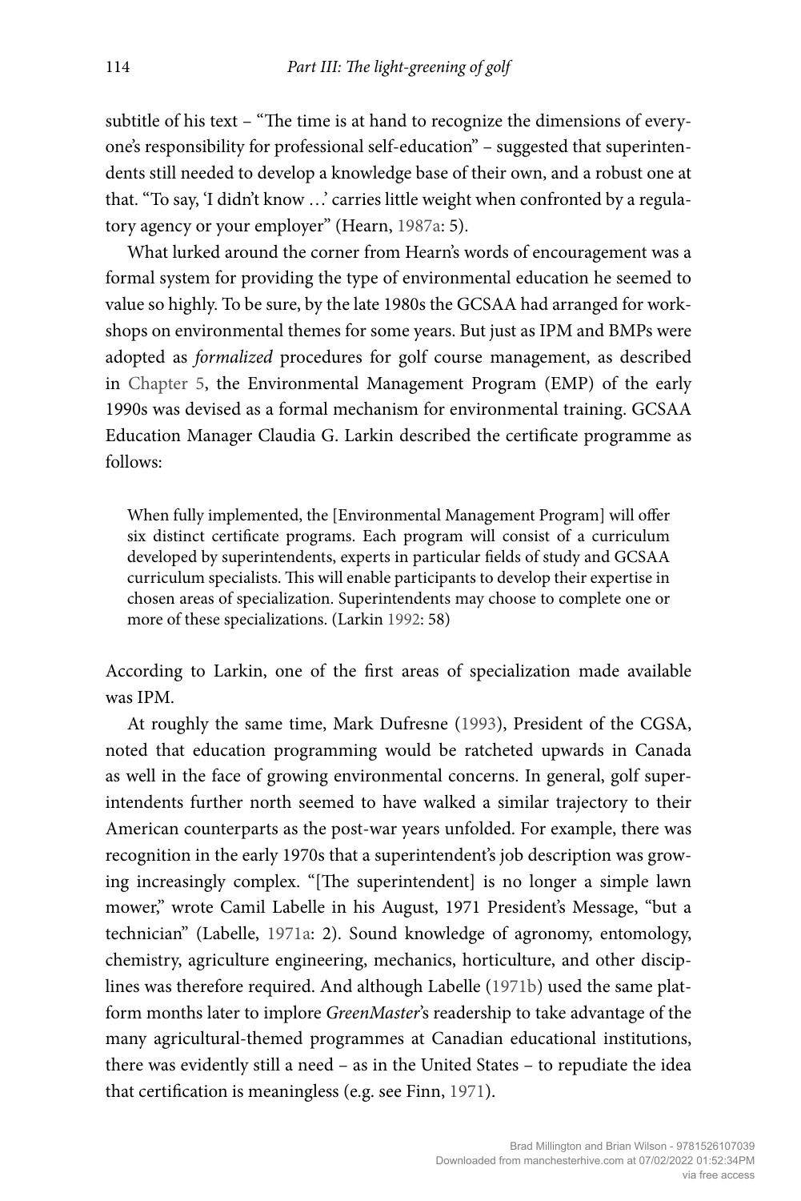subtitle of his text – "The time is at hand to recognize the dimensions of everyone's responsibility for professional self-education" – suggested that superintendents still needed to develop a knowledge base of their own, and a robust one at that. "To say, 'I didn't know …' carries little weight when confronted by a regulatory agency or your employer" (Hearn, 1987a: 5).

What lurked around the corner from Hearn's words of encouragement was a formal system for providing the type of environmental education he seemed to value so highly. To be sure, by the late 1980s the GCSAA had arranged for workshops on environmental themes for some years. But just as IPM and BMPs were adopted as *formalized* procedures for golf course management, as described in Chapter 5, the Environmental Management Program (EMP) of the early 1990s was devised as a formal mechanism for environmental training. GCSAA Education Manager Claudia G. Larkin described the certificate programme as follows:

> When fully implemented, the [Environmental Management Program] will offer six distinct certificate programs. Each program will consist of a curriculum developed by superintendents, experts in particular fields of study and GCSAA curriculum specialists. This will enable participants to develop their expertise in chosen areas of specialization. Superintendents may choose to complete one or more of these specializations. (Larkin 1992: 58)

According to Larkin, one of the first areas of specialization made available was IPM.

At roughly the same time, Mark Dufresne (1993), President of the CGSA, noted that education programming would be ratcheted upwards in Canada as well in the face of growing environmental concerns. In general, golf superintendents further north seemed to have walked a similar trajectory to their American counterparts as the post-war years unfolded. For example, there was recognition in the early 1970s that a superintendent's job description was growing increasingly complex. "[The superintendent] is no longer a simple lawn mower," wrote Camil Labelle in his August, 1971 President's Message, "but a technician" (Labelle, 1971a: 2). Sound knowledge of agronomy, entomology, chemistry, agriculture engineering, mechanics, horticulture, and other disciplines was therefore required. And although Labelle (1971b) used the same platform months later to implore *GreenMaster*'s readership to take advantage of the many agricultural-themed programmes at Canadian educational institutions, there was evidently still a need – as in the United States – to repudiate the idea that certification is meaningless (e.g. see Finn, 1971).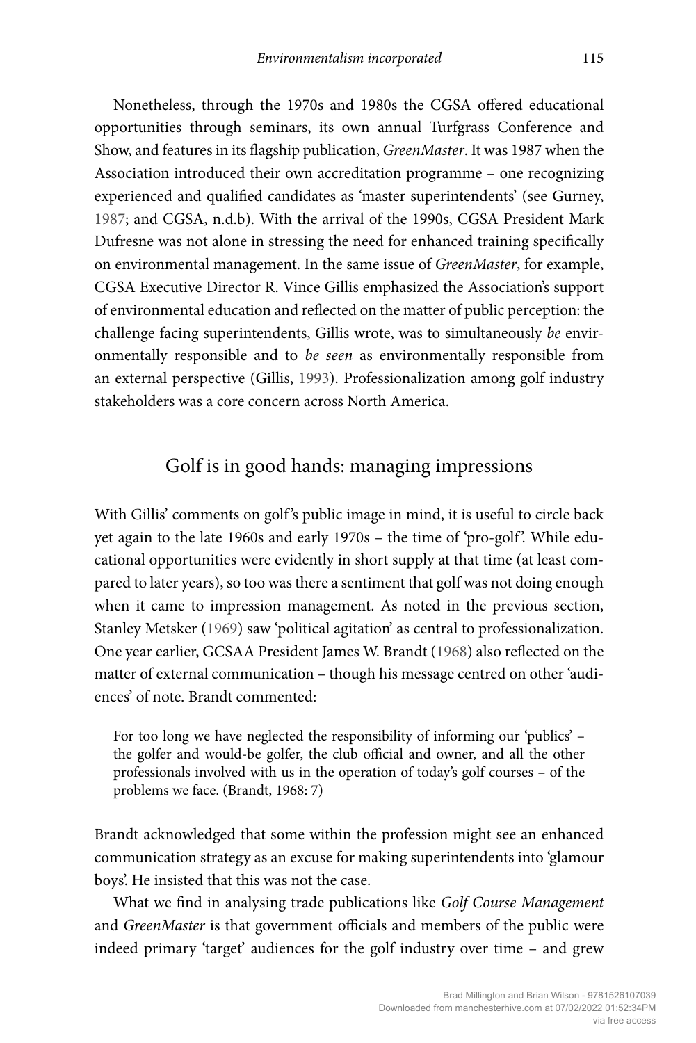Nonetheless, through the 1970s and 1980s the CGSA offered educational opportunities through seminars, its own annual Turfgrass Conference and Show, and features in its flagship publication, *GreenMaster*. It was 1987 when the Association introduced their own accreditation programme – one recognizing experienced and qualified candidates as 'master superintendents' (see Gurney, 1987; and CGSA, n.d.b). With the arrival of the 1990s, CGSA President Mark Dufresne was not alone in stressing the need for enhanced training specifically on environmental management. In the same issue of *GreenMaster*, for example, CGSA Executive Director R. Vince Gillis emphasized the Association's support of environmental education and reflected on the matter of public perception: the challenge facing superintendents, Gillis wrote, was to simultaneously *be* environmentally responsible and to *be seen* as environmentally responsible from an external perspective (Gillis, 1993). Professionalization among golf industry stakeholders was a core concern across North America.

## Golf is in good hands: managing impressions

With Gillis' comments on golf's public image in mind, it is useful to circle back yet again to the late 1960s and early 1970s – the time of 'pro-golf'. While educational opportunities were evidently in short supply at that time (at least compared to later years), so too was there a sentiment that golf was not doing enough when it came to impression management. As noted in the previous section, Stanley Metsker (1969) saw 'political agitation' as central to professionalization. One year earlier, GCSAA President James W. Brandt (1968) also reflected on the matter of external communication – though his message centred on other 'audiences' of note. Brandt commented:

> For too long we have neglected the responsibility of informing our 'publics' – the golfer and would-be golfer, the club official and owner, and all the other professionals involved with us in the operation of today's golf courses – of the problems we face. (Brandt, 1968: 7)

Brandt acknowledged that some within the profession might see an enhanced communication strategy as an excuse for making superintendents into 'glamour boys'. He insisted that this was not the case.

What we find in analysing trade publications like *Golf Course Management* and *GreenMaster* is that government officials and members of the public were indeed primary 'target' audiences for the golf industry over time – and grew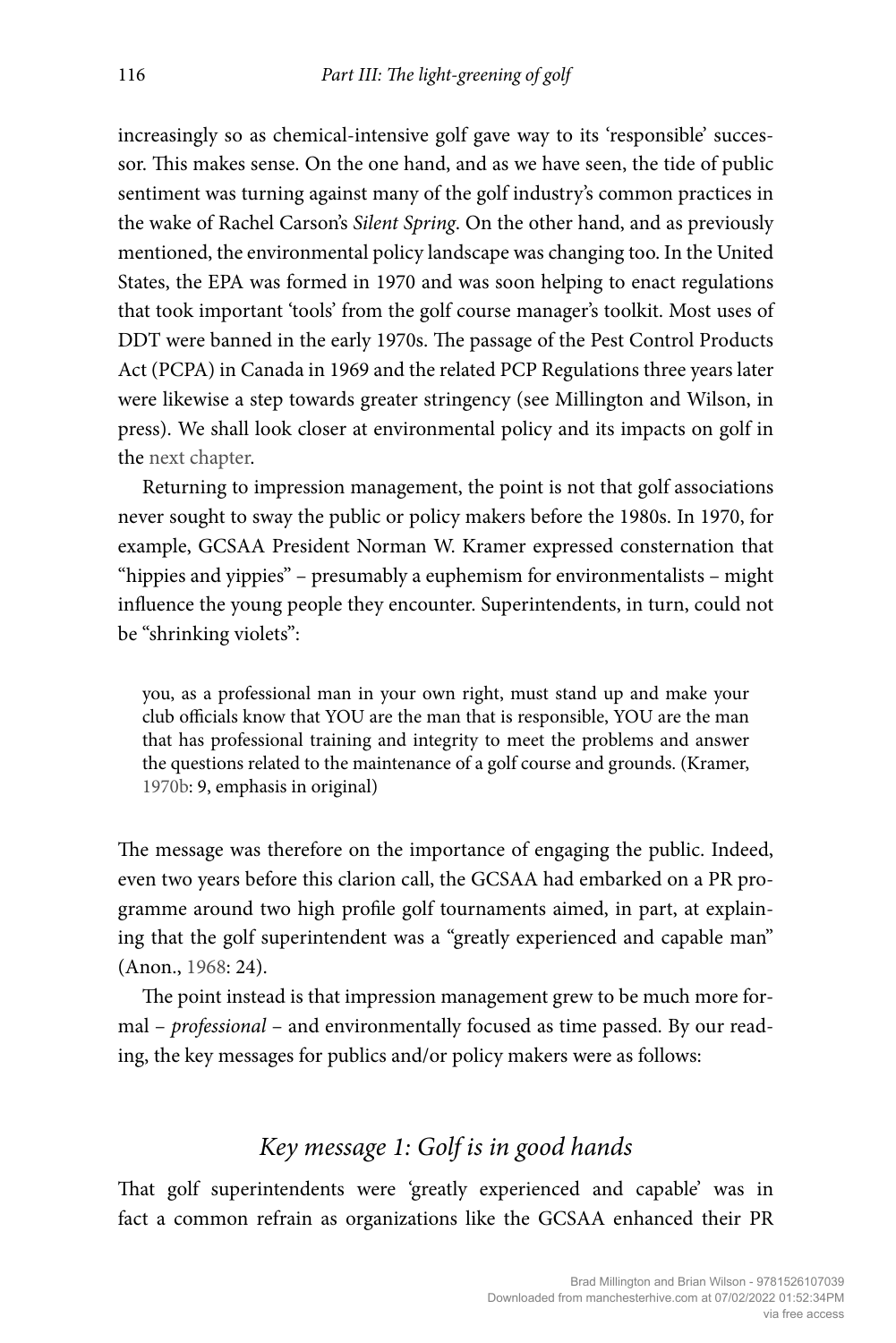increasingly so as chemical-intensive golf gave way to its 'responsible' successor. This makes sense. On the one hand, and as we have seen, the tide of public sentiment was turning against many of the golf industry's common practices in the wake of Rachel Carson's *Silent Spring*. On the other hand, and as previously mentioned, the environmental policy landscape was changing too. In the United States, the EPA was formed in 1970 and was soon helping to enact regulations that took important 'tools' from the golf course manager's toolkit. Most uses of DDT were banned in the early 1970s. The passage of the Pest Control Products Act (PCPA) in Canada in 1969 and the related PCP Regulations three years later were likewise a step towards greater stringency (see Millington and Wilson, in press). We shall look closer at environmental policy and its impacts on golf in the next chapter.

Returning to impression management, the point is not that golf associations never sought to sway the public or policy makers before the 1980s. In 1970, for example, GCSAA President Norman W. Kramer expressed consternation that "hippies and yippies" – presumably a euphemism for environmentalists – might influence the young people they encounter. Superintendents, in turn, could not be "shrinking violets":

> you, as a professional man in your own right, must stand up and make your club officials know that YOU are the man that is responsible, YOU are the man that has professional training and integrity to meet the problems and answer the questions related to the maintenance of a golf course and grounds. (Kramer, 1970b: 9, emphasis in original)

The message was therefore on the importance of engaging the public. Indeed, even two years before this clarion call, the GCSAA had embarked on a PR programme around two high profile golf tournaments aimed, in part, at explaining that the golf superintendent was a "greatly experienced and capable man" (Anon., 1968: 24).

The point instead is that impression management grew to be much more formal – *professional* – and environmentally focused as time passed. By our reading, the key messages for publics and/or policy makers were as follows:

## *Key message 1: Golf is in good hands*

That golf superintendents were 'greatly experienced and capable' was in fact a common refrain as organizations like the GCSAA enhanced their PR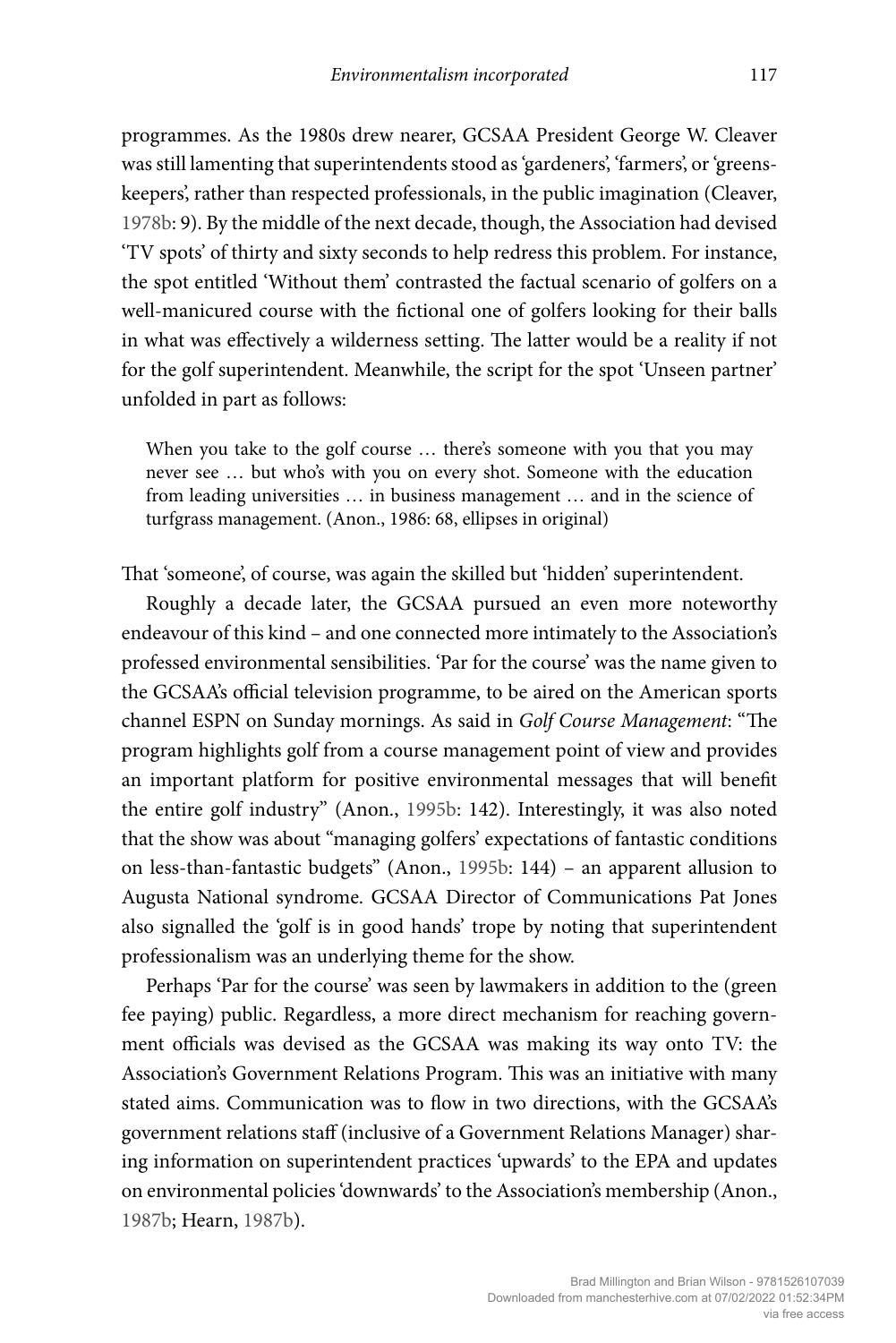programmes. As the 1980s drew nearer, GCSAA President George W. Cleaver was still lamenting that superintendents stood as 'gardeners', 'farmers', or 'greens-keepers', rather than respected professionals, in the public imagination (Cleaver, 1978b: 9). By the middle of the next decade, though, the Association had devised 'TV spots' of thirty and sixty seconds to help redress this problem. For instance, the spot entitled 'Without them' contrasted the factual scenario of golfers on a well-manicured course with the fictional one of golfers looking for their balls in what was effectively a wilderness setting. The latter would be a reality if not for the golf superintendent. Meanwhile, the script for the spot 'Unseen partner' unfolded in part as follows:

> When you take to the golf course … there's someone with you that you may never see … but who's with you on every shot. Someone with the education from leading universities … in business management … and in the science of turfgrass management. (Anon., 1986: 68, ellipses in original)

That 'someone', of course, was again the skilled but 'hidden' superintendent.

Roughly a decade later, the GCSAA pursued an even more noteworthy endeavour of this kind – and one connected more intimately to the Association's professed environmental sensibilities. 'Par for the course' was the name given to the GCSAA's official television programme, to be aired on the American sports channel ESPN on Sunday mornings. As said in *Golf Course Management*: "The program highlights golf from a course management point of view and provides an important platform for positive environmental messages that will benefit the entire golf industry" (Anon., 1995b: 142). Interestingly, it was also noted that the show was about "managing golfers' expectations of fantastic conditions on less-than-fantastic budgets" (Anon., 1995b: 144) – an apparent allusion to Augusta National syndrome. GCSAA Director of Communications Pat Jones also signalled the 'golf is in good hands' trope by noting that superintendent professionalism was an underlying theme for the show.

Perhaps 'Par for the course' was seen by lawmakers in addition to the (green fee paying) public. Regardless, a more direct mechanism for reaching government officials was devised as the GCSAA was making its way onto TV: the Association's Government Relations Program. This was an initiative with many stated aims. Communication was to flow in two directions, with the GCSAA's government relations staff (inclusive of a Government Relations Manager) sharing information on superintendent practices 'upwards' to the EPA and updates on environmental policies 'downwards' to the Association's membership (Anon., 1987b; Hearn, 1987b).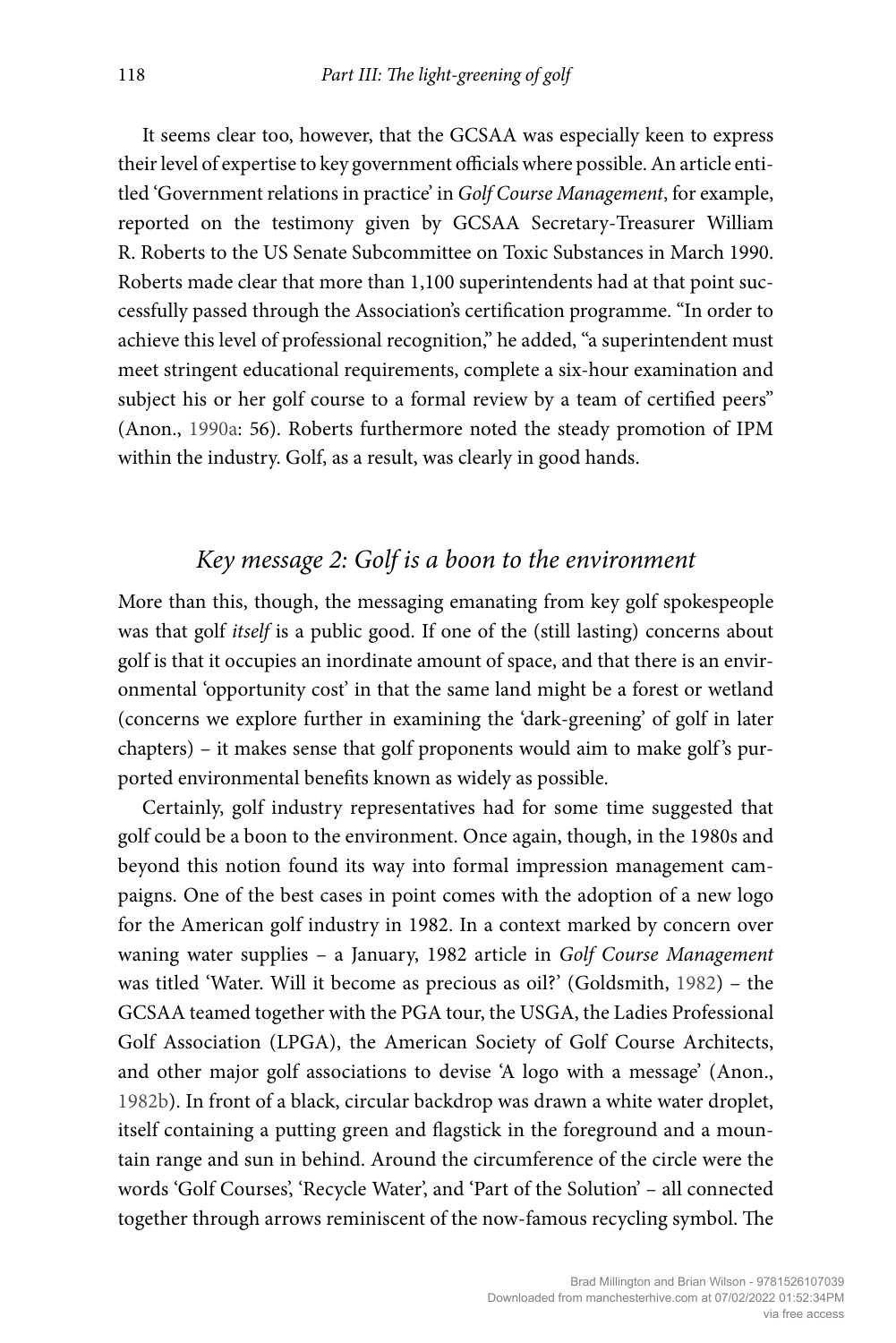It seems clear too, however, that the GCSAA was especially keen to express their level of expertise to key government officials where possible. An article entitled 'Government relations in practice' in *Golf Course Management*, for example, reported on the testimony given by GCSAA Secretary-Treasurer William R. Roberts to the US Senate Subcommittee on Toxic Substances in March 1990. Roberts made clear that more than 1,100 superintendents had at that point successfully passed through the Association's certification programme. "In order to achieve this level of professional recognition," he added, "a superintendent must meet stringent educational requirements, complete a six-hour examination and subject his or her golf course to a formal review by a team of certified peers" (Anon., 1990a: 56). Roberts furthermore noted the steady promotion of IPM within the industry. Golf, as a result, was clearly in good hands.

## *Key message 2: Golf is a boon to the environment*

More than this, though, the messaging emanating from key golf spokespeople was that golf *itself* is a public good. If one of the (still lasting) concerns about golf is that it occupies an inordinate amount of space, and that there is an environmental 'opportunity cost' in that the same land might be a forest or wetland (concerns we explore further in examining the 'dark-greening' of golf in later chapters) – it makes sense that golf proponents would aim to make golf's purported environmental benefits known as widely as possible.

Certainly, golf industry representatives had for some time suggested that golf could be a boon to the environment. Once again, though, in the 1980s and beyond this notion found its way into formal impression management campaigns. One of the best cases in point comes with the adoption of a new logo for the American golf industry in 1982. In a context marked by concern over waning water supplies – a January, 1982 article in *Golf Course Management* was titled 'Water. Will it become as precious as oil?' (Goldsmith, 1982) – the GCSAA teamed together with the PGA tour, the USGA, the Ladies Professional Golf Association (LPGA), the American Society of Golf Course Architects, and other major golf associations to devise 'A logo with a message' (Anon., 1982b). In front of a black, circular backdrop was drawn a white water droplet, itself containing a putting green and flagstick in the foreground and a mountain range and sun in behind. Around the circumference of the circle were the words 'Golf Courses', 'Recycle Water', and 'Part of the Solution' – all connected together through arrows reminiscent of the now-famous recycling symbol. The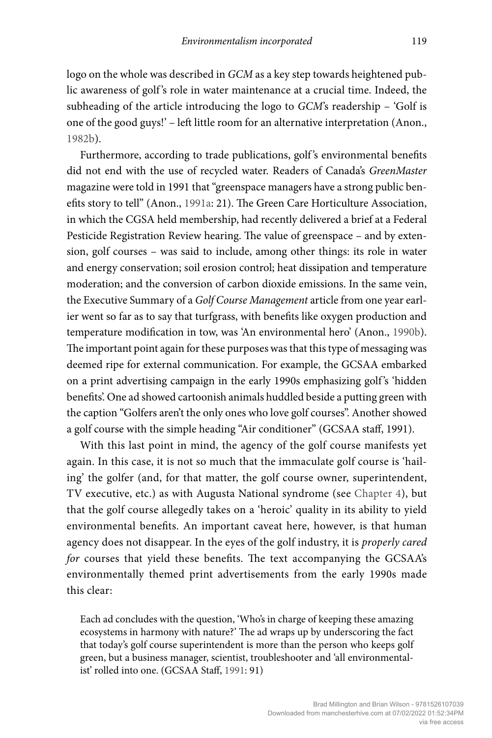logo on the whole was described in *GCM* as a key step towards heightened public awareness of golf's role in water maintenance at a crucial time. Indeed, the subheading of the article introducing the logo to *GCM*'s readership – 'Golf is one of the good guys!' – left little room for an alternative interpretation (Anon., 1982b).

Furthermore, according to trade publications, golf's environmental benefits did not end with the use of recycled water. Readers of Canada's *GreenMaster* magazine were told in 1991 that "greenspace managers have a strong public benefits story to tell" (Anon., 1991a: 21). The Green Care Horticulture Association, in which the CGSA held membership, had recently delivered a brief at a Federal Pesticide Registration Review hearing. The value of greenspace – and by extension, golf courses – was said to include, among other things: its role in water and energy conservation; soil erosion control; heat dissipation and temperature moderation; and the conversion of carbon dioxide emissions. In the same vein, the Executive Summary of a *Golf Course Management* article from one year earlier went so far as to say that turfgrass, with benefits like oxygen production and temperature modification in tow, was 'An environmental hero' (Anon., 1990b). The important point again for these purposes was that this type of messaging was deemed ripe for external communication. For example, the GCSAA embarked on a print advertising campaign in the early 1990s emphasizing golf's 'hidden benefits'. One ad showed cartoonish animals huddled beside a putting green with the caption "Golfers aren't the only ones who love golf courses". Another showed a golf course with the simple heading "Air conditioner" (GCSAA staff, 1991).

With this last point in mind, the agency of the golf course manifests yet again. In this case, it is not so much that the immaculate golf course is 'hailing' the golfer (and, for that matter, the golf course owner, superintendent, TV executive, etc.) as with Augusta National syndrome (see Chapter 4), but that the golf course allegedly takes on a 'heroic' quality in its ability to yield environmental benefits. An important caveat here, however, is that human agency does not disappear. In the eyes of the golf industry, it is *properly cared for* courses that yield these benefits. The text accompanying the GCSAA's environmentally themed print advertisements from the early 1990s made this clear:

> Each ad concludes with the question, 'Who's in charge of keeping these amazing ecosystems in harmony with nature?' The ad wraps up by underscoring the fact that today's golf course superintendent is more than the person who keeps golf green, but a business manager, scientist, troubleshooter and 'all environmentalist' rolled into one. (GCSAA Staff, 1991: 91)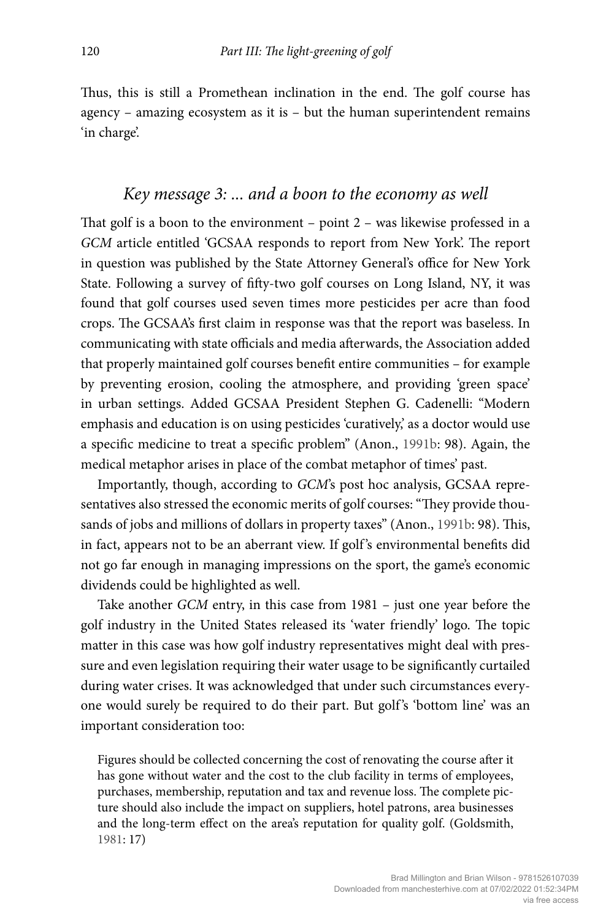Thus, this is still a Promethean inclination in the end. The golf course has agency – amazing ecosystem as it is – but the human superintendent remains 'in charge'.

## *Key message 3: ... and a boon to the economy as well*

That golf is a boon to the environment – point 2 – was likewise professed in a *GCM* article entitled 'GCSAA responds to report from New York'. The report in question was published by the State Attorney General's office for New York State. Following a survey of fifty-two golf courses on Long Island, NY, it was found that golf courses used seven times more pesticides per acre than food crops. The GCSAA's first claim in response was that the report was baseless. In communicating with state officials and media afterwards, the Association added that properly maintained golf courses benefit entire communities – for example by preventing erosion, cooling the atmosphere, and providing 'green space' in urban settings. Added GCSAA President Stephen G. Cadenelli: "Modern emphasis and education is on using pesticides 'curatively,' as a doctor would use a specific medicine to treat a specific problem" (Anon., 1991b: 98). Again, the medical metaphor arises in place of the combat metaphor of times' past.

Importantly, though, according to *GCM*'s post hoc analysis, GCSAA representatives also stressed the economic merits of golf courses: "They provide thousands of jobs and millions of dollars in property taxes" (Anon., 1991b: 98). This, in fact, appears not to be an aberrant view. If golf's environmental benefits did not go far enough in managing impressions on the sport, the game's economic dividends could be highlighted as well.

Take another *GCM* entry, in this case from 1981 – just one year before the golf industry in the United States released its 'water friendly' logo. The topic matter in this case was how golf industry representatives might deal with pressure and even legislation requiring their water usage to be significantly curtailed during water crises. It was acknowledged that under such circumstances everyone would surely be required to do their part. But golf's 'bottom line' was an important consideration too:

> Figures should be collected concerning the cost of renovating the course after it has gone without water and the cost to the club facility in terms of employees, purchases, membership, reputation and tax and revenue loss. The complete picture should also include the impact on suppliers, hotel patrons, area businesses and the long-term effect on the area's reputation for quality golf. (Goldsmith, 1981: 17)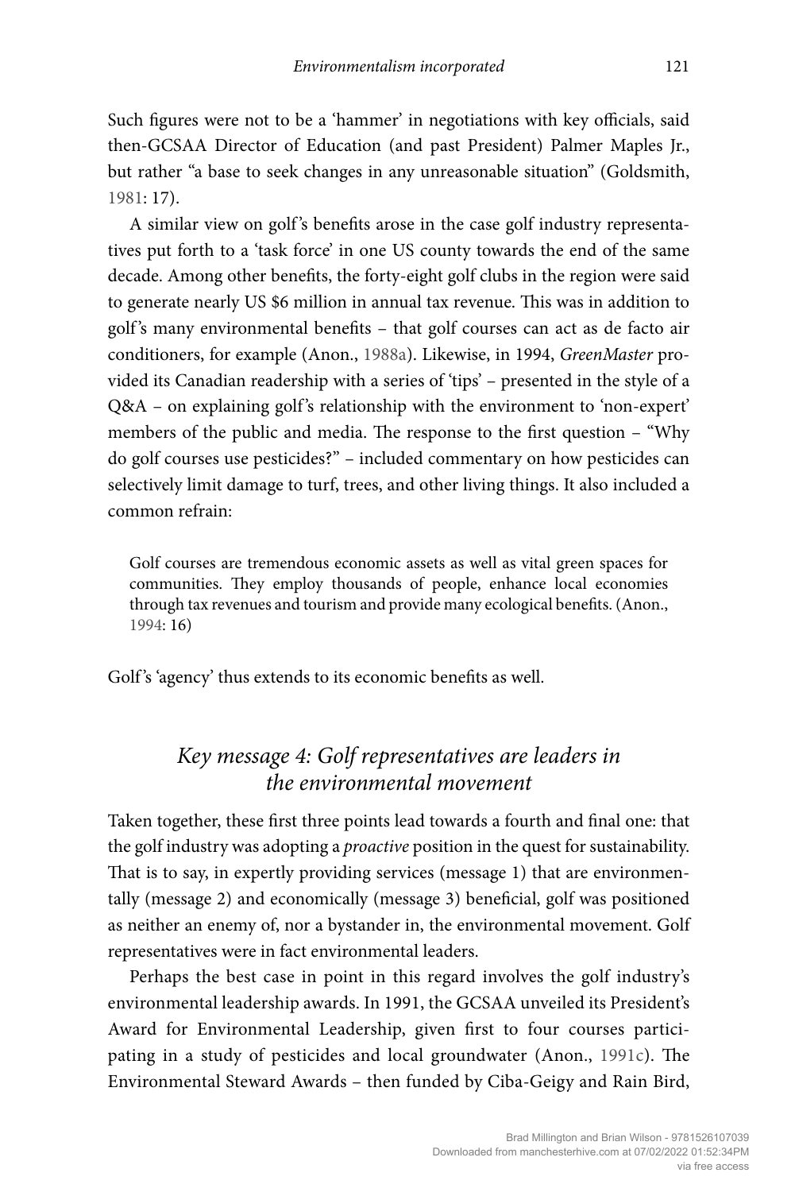Such figures were not to be a 'hammer' in negotiations with key officials, said then-GCSAA Director of Education (and past President) Palmer Maples Jr., but rather "a base to seek changes in any unreasonable situation" (Goldsmith, 1981: 17).

A similar view on golf's benefits arose in the case golf industry representatives put forth to a 'task force' in one US county towards the end of the same decade. Among other benefits, the forty-eight golf clubs in the region were said to generate nearly US $6 million in annual tax revenue. This was in addition to golf's many environmental benefits – that golf courses can act as de facto air conditioners, for example (Anon., 1988a). Likewise, in 1994, *GreenMaster* provided its Canadian readership with a series of 'tips' – presented in the style of a Q&A – on explaining golf's relationship with the environment to 'non-expert' members of the public and media. The response to the first question – "Why do golf courses use pesticides?" – included commentary on how pesticides can selectively limit damage to turf, trees, and other living things. It also included a common refrain:

> Golf courses are tremendous economic assets as well as vital green spaces for communities. They employ thousands of people, enhance local economies through tax revenues and tourism and provide many ecological benefits. (Anon., 1994: 16)

Golf's 'agency' thus extends to its economic benefits as well.

## *Key message 4: Golf representatives are leaders in the environmental movement*

Taken together, these first three points lead towards a fourth and final one: that the golf industry was adopting a *proactive* position in the quest for sustainability. That is to say, in expertly providing services (message 1) that are environmentally (message 2) and economically (message 3) beneficial, golf was positioned as neither an enemy of, nor a bystander in, the environmental movement. Golf representatives were in fact environmental leaders.

Perhaps the best case in point in this regard involves the golf industry's environmental leadership awards. In 1991, the GCSAA unveiled its President's Award for Environmental Leadership, given first to four courses participating in a study of pesticides and local groundwater (Anon., 1991c). The Environmental Steward Awards – then funded by Ciba-Geigy and Rain Bird,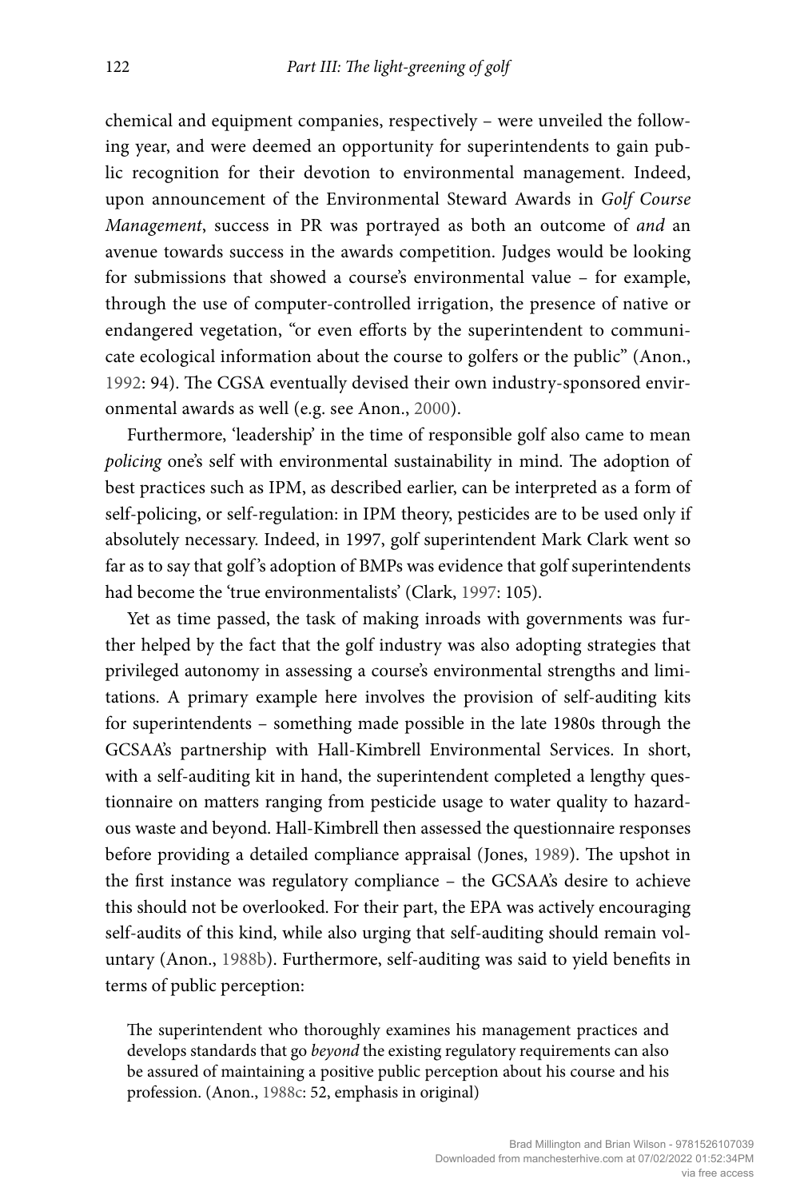chemical and equipment companies, respectively – were unveiled the following year, and were deemed an opportunity for superintendents to gain public recognition for their devotion to environmental management. Indeed, upon announcement of the Environmental Steward Awards in *Golf Course Management*, success in PR was portrayed as both an outcome of *and* an avenue towards success in the awards competition. Judges would be looking for submissions that showed a course's environmental value – for example, through the use of computer-controlled irrigation, the presence of native or endangered vegetation, "or even efforts by the superintendent to communicate ecological information about the course to golfers or the public" (Anon., 1992: 94). The CGSA eventually devised their own industry-sponsored environmental awards as well (e.g. see Anon., 2000).

Furthermore, 'leadership' in the time of responsible golf also came to mean *policing* one's self with environmental sustainability in mind. The adoption of best practices such as IPM, as described earlier, can be interpreted as a form of self-policing, or self-regulation: in IPM theory, pesticides are to be used only if absolutely necessary. Indeed, in 1997, golf superintendent Mark Clark went so far as to say that golf's adoption of BMPs was evidence that golf superintendents had become the 'true environmentalists' (Clark, 1997: 105).

Yet as time passed, the task of making inroads with governments was further helped by the fact that the golf industry was also adopting strategies that privileged autonomy in assessing a course's environmental strengths and limitations. A primary example here involves the provision of self-auditing kits for superintendents – something made possible in the late 1980s through the GCSAA's partnership with Hall-Kimbrell Environmental Services. In short, with a self-auditing kit in hand, the superintendent completed a lengthy questionnaire on matters ranging from pesticide usage to water quality to hazardous waste and beyond. Hall-Kimbrell then assessed the questionnaire responses before providing a detailed compliance appraisal (Jones, 1989). The upshot in the first instance was regulatory compliance – the GCSAA's desire to achieve this should not be overlooked. For their part, the EPA was actively encouraging self-audits of this kind, while also urging that self-auditing should remain voluntary (Anon., 1988b). Furthermore, self-auditing was said to yield benefits in terms of public perception:

> The superintendent who thoroughly examines his management practices and develops standards that go *beyond* the existing regulatory requirements can also be assured of maintaining a positive public perception about his course and his profession. (Anon., 1988c: 52, emphasis in original)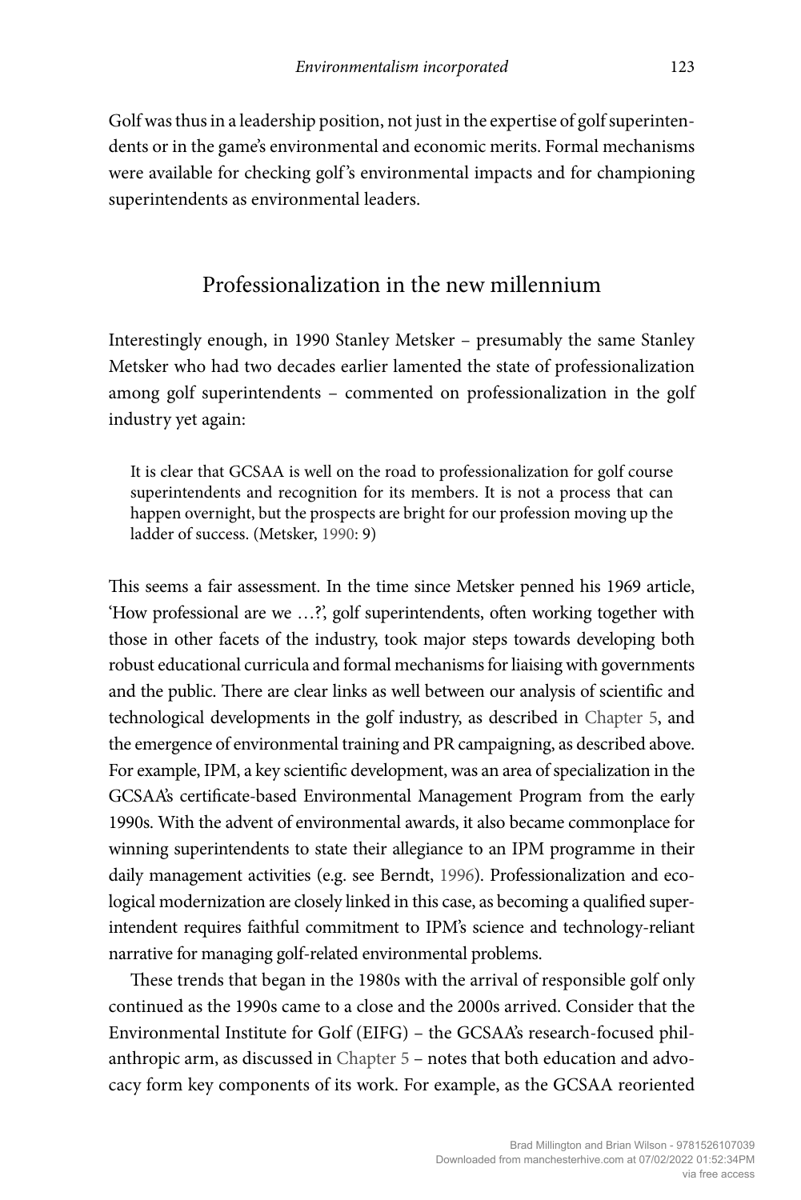Golf was thus in a leadership position, not just in the expertise of golf superintendents or in the game's environmental and economic merits. Formal mechanisms were available for checking golf's environmental impacts and for championing superintendents as environmental leaders.

## Professionalization in the new millennium

Interestingly enough, in 1990 Stanley Metsker – presumably the same Stanley Metsker who had two decades earlier lamented the state of professionalization among golf superintendents – commented on professionalization in the golf industry yet again:

> It is clear that GCSAA is well on the road to professionalization for golf course superintendents and recognition for its members. It is not a process that can happen overnight, but the prospects are bright for our profession moving up the ladder of success. (Metsker, 1990: 9)

This seems a fair assessment. In the time since Metsker penned his 1969 article, 'How professional are we …?', golf superintendents, often working together with those in other facets of the industry, took major steps towards developing both robust educational curricula and formal mechanisms for liaising with governments and the public. There are clear links as well between our analysis of scientific and technological developments in the golf industry, as described in Chapter 5, and the emergence of environmental training and PR campaigning, as described above. For example, IPM, a key scientific development, was an area of specialization in the GCSAA's certificate-based Environmental Management Program from the early 1990s. With the advent of environmental awards, it also became commonplace for winning superintendents to state their allegiance to an IPM programme in their daily management activities (e.g. see Berndt, 1996). Professionalization and ecological modernization are closely linked in this case, as becoming a qualified superintendent requires faithful commitment to IPM's science and technology-reliant narrative for managing golf-related environmental problems.

These trends that began in the 1980s with the arrival of responsible golf only continued as the 1990s came to a close and the 2000s arrived. Consider that the Environmental Institute for Golf (EIFG) – the GCSAA's research-focused philanthropic arm, as discussed in Chapter 5 – notes that both education and advocacy form key components of its work. For example, as the GCSAA reoriented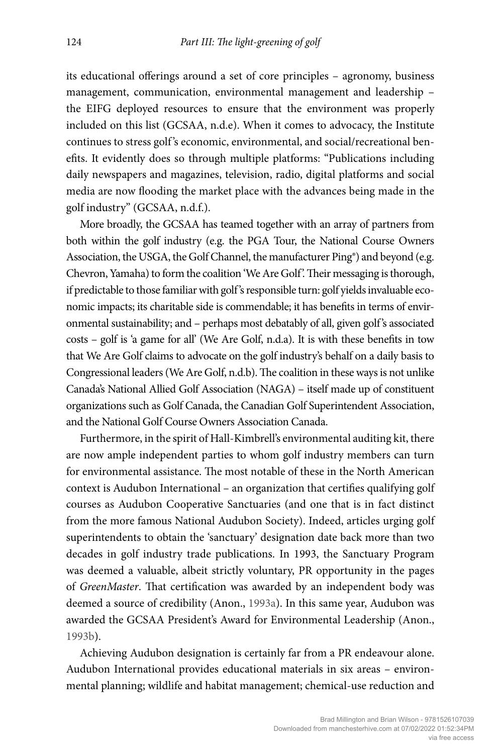its educational offerings around a set of core principles – agronomy, business management, communication, environmental management and leadership – the EIFG deployed resources to ensure that the environment was properly included on this list (GCSAA, n.d.e). When it comes to advocacy, the Institute continues to stress golf's economic, environmental, and social/recreational benefits. It evidently does so through multiple platforms: "Publications including daily newspapers and magazines, television, radio, digital platforms and social media are now flooding the market place with the advances being made in the golf industry" (GCSAA, n.d.f.).

More broadly, the GCSAA has teamed together with an array of partners from both within the golf industry (e.g. the PGA Tour, the National Course Owners Association, the USGA, the Golf Channel, the manufacturer Ping®) and beyond (e.g. Chevron, Yamaha) to form the coalition 'We Are Golf'. Their messaging is thorough, if predictable to those familiar with golf's responsible turn: golf yields invaluable economic impacts; its charitable side is commendable; it has benefits in terms of environmental sustainability; and – perhaps most debatably of all, given golf's associated costs – golf is 'a game for all' (We Are Golf, n.d.a). It is with these benefits in tow that We Are Golf claims to advocate on the golf industry's behalf on a daily basis to Congressional leaders (We Are Golf, n.d.b). The coalition in these ways is not unlike Canada's National Allied Golf Association (NAGA) – itself made up of constituent organizations such as Golf Canada, the Canadian Golf Superintendent Association, and the National Golf Course Owners Association Canada.

Furthermore, in the spirit of Hall-Kimbrell's environmental auditing kit, there are now ample independent parties to whom golf industry members can turn for environmental assistance. The most notable of these in the North American context is Audubon International – an organization that certifies qualifying golf courses as Audubon Cooperative Sanctuaries (and one that is in fact distinct from the more famous National Audubon Society). Indeed, articles urging golf superintendents to obtain the 'sanctuary' designation date back more than two decades in golf industry trade publications. In 1993, the Sanctuary Program was deemed a valuable, albeit strictly voluntary, PR opportunity in the pages of *GreenMaster*. That certification was awarded by an independent body was deemed a source of credibility (Anon., 1993a). In this same year, Audubon was awarded the GCSAA President's Award for Environmental Leadership (Anon., 1993b).

Achieving Audubon designation is certainly far from a PR endeavour alone. Audubon International provides educational materials in six areas – environmental planning; wildlife and habitat management; chemical-use reduction and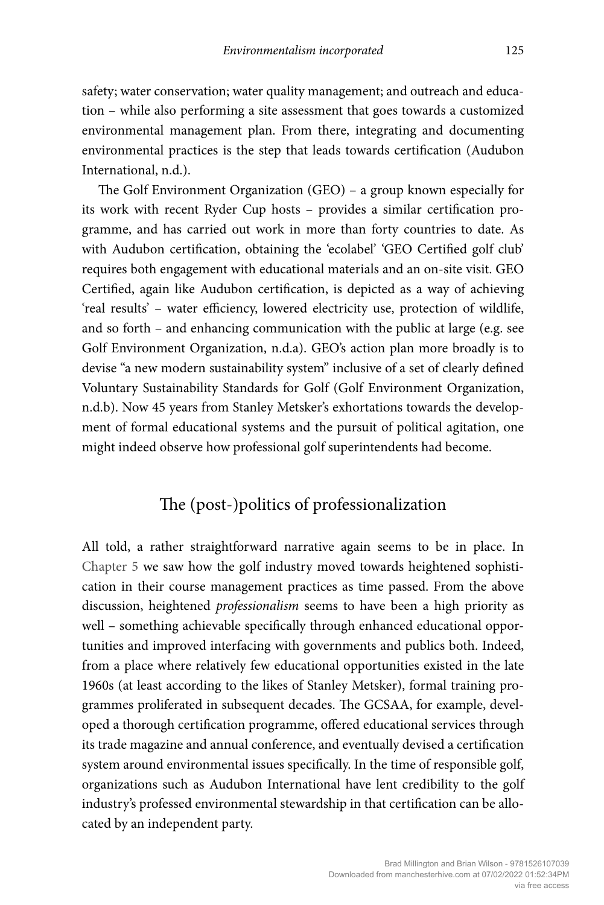safety; water conservation; water quality management; and outreach and education – while also performing a site assessment that goes towards a customized environmental management plan. From there, integrating and documenting environmental practices is the step that leads towards certification (Audubon International, n.d.).

The Golf Environment Organization (GEO) – a group known especially for its work with recent Ryder Cup hosts – provides a similar certification programme, and has carried out work in more than forty countries to date. As with Audubon certification, obtaining the 'ecolabel' 'GEO Certified golf club' requires both engagement with educational materials and an on-site visit. GEO Certified, again like Audubon certification, is depicted as a way of achieving 'real results' – water efficiency, lowered electricity use, protection of wildlife, and so forth – and enhancing communication with the public at large (e.g. see Golf Environment Organization, n.d.a). GEO's action plan more broadly is to devise "a new modern sustainability system" inclusive of a set of clearly defined Voluntary Sustainability Standards for Golf (Golf Environment Organization, n.d.b). Now 45 years from Stanley Metsker's exhortations towards the development of formal educational systems and the pursuit of political agitation, one might indeed observe how professional golf superintendents had become.

## The (post-)politics of professionalization

All told, a rather straightforward narrative again seems to be in place. In Chapter 5 we saw how the golf industry moved towards heightened sophistication in their course management practices as time passed. From the above discussion, heightened *professionalism* seems to have been a high priority as well – something achievable specifically through enhanced educational opportunities and improved interfacing with governments and publics both. Indeed, from a place where relatively few educational opportunities existed in the late 1960s (at least according to the likes of Stanley Metsker), formal training programmes proliferated in subsequent decades. The GCSAA, for example, developed a thorough certification programme, offered educational services through its trade magazine and annual conference, and eventually devised a certification system around environmental issues specifically. In the time of responsible golf, organizations such as Audubon International have lent credibility to the golf industry's professed environmental stewardship in that certification can be allocated by an independent party.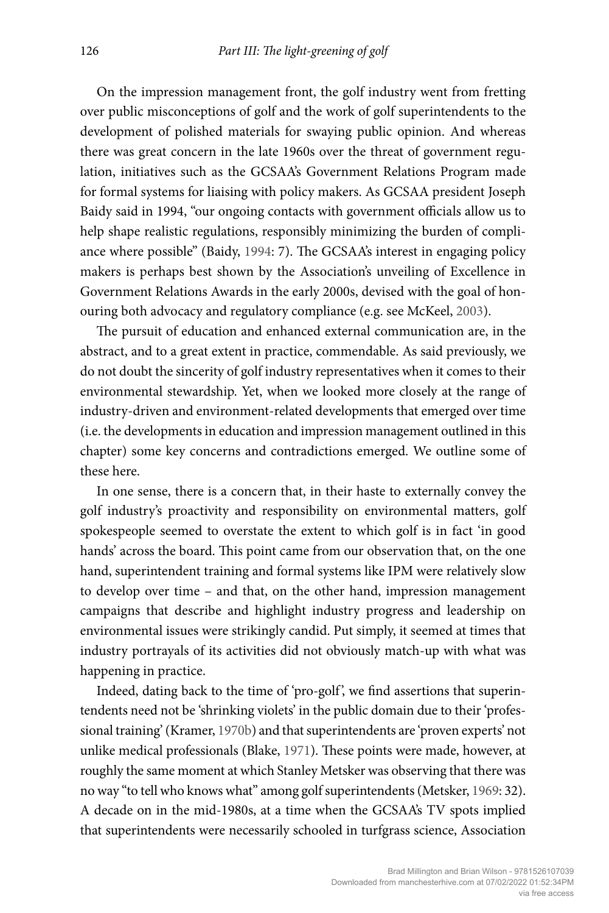On the impression management front, the golf industry went from fretting over public misconceptions of golf and the work of golf superintendents to the development of polished materials for swaying public opinion. And whereas there was great concern in the late 1960s over the threat of government regulation, initiatives such as the GCSAA's Government Relations Program made for formal systems for liaising with policy makers. As GCSAA president Joseph Baidy said in 1994, "our ongoing contacts with government officials allow us to help shape realistic regulations, responsibly minimizing the burden of compliance where possible" (Baidy, 1994: 7). The GCSAA's interest in engaging policy makers is perhaps best shown by the Association's unveiling of Excellence in Government Relations Awards in the early 2000s, devised with the goal of honouring both advocacy and regulatory compliance (e.g. see McKeel, 2003).

The pursuit of education and enhanced external communication are, in the abstract, and to a great extent in practice, commendable. As said previously, we do not doubt the sincerity of golf industry representatives when it comes to their environmental stewardship. Yet, when we looked more closely at the range of industry-driven and environment-related developments that emerged over time (i.e. the developments in education and impression management outlined in this chapter) some key concerns and contradictions emerged. We outline some of these here.

In one sense, there is a concern that, in their haste to externally convey the golf industry's proactivity and responsibility on environmental matters, golf spokespeople seemed to overstate the extent to which golf is in fact 'in good hands' across the board. This point came from our observation that, on the one hand, superintendent training and formal systems like IPM were relatively slow to develop over time – and that, on the other hand, impression management campaigns that describe and highlight industry progress and leadership on environmental issues were strikingly candid. Put simply, it seemed at times that industry portrayals of its activities did not obviously match-up with what was happening in practice.

Indeed, dating back to the time of 'pro-golf', we find assertions that superintendents need not be 'shrinking violets' in the public domain due to their 'professional training' (Kramer, 1970b) and that superintendents are 'proven experts' not unlike medical professionals (Blake, 1971). These points were made, however, at roughly the same moment at which Stanley Metsker was observing that there was no way "to tell who knows what" among golf superintendents (Metsker, 1969: 32). A decade on in the mid-1980s, at a time when the GCSAA's TV spots implied that superintendents were necessarily schooled in turfgrass science, Association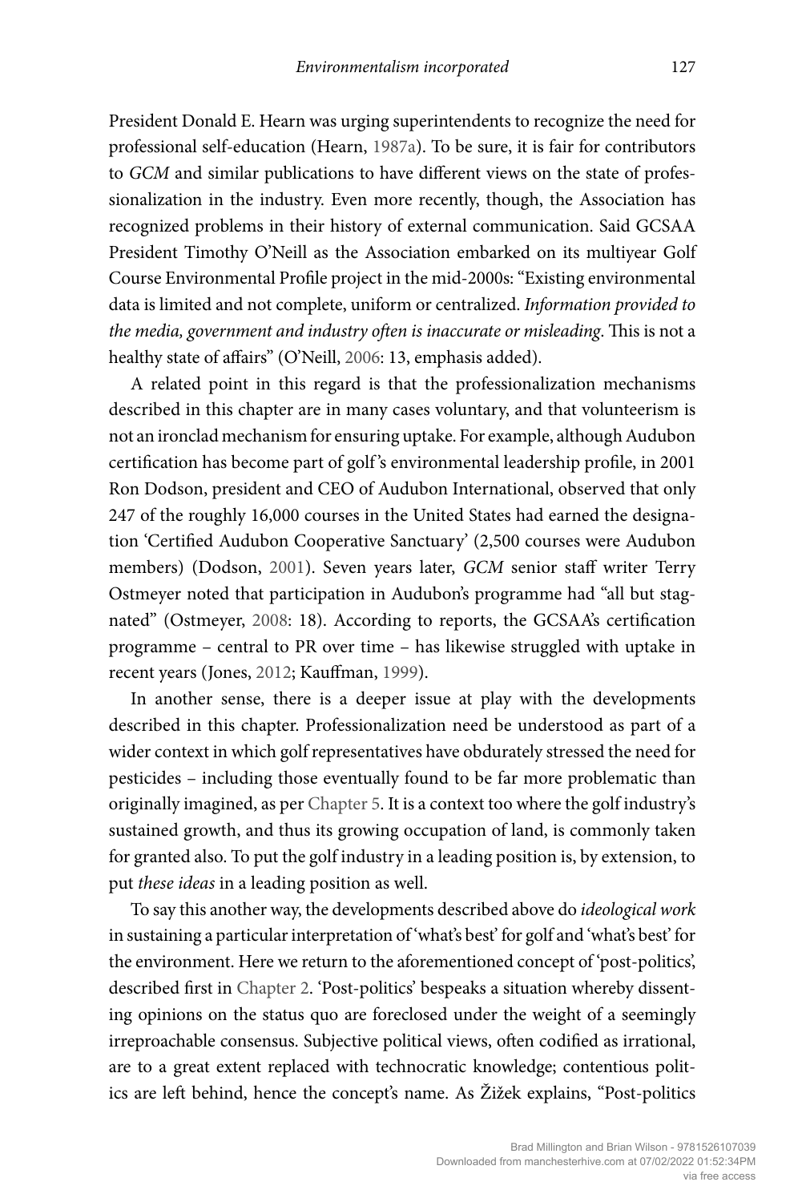President Donald E. Hearn was urging superintendents to recognize the need for professional self-education (Hearn, 1987a). To be sure, it is fair for contributors to *GCM* and similar publications to have different views on the state of professionalization in the industry. Even more recently, though, the Association has recognized problems in their history of external communication. Said GCSAA President Timothy O'Neill as the Association embarked on its multiyear Golf Course Environmental Profile project in the mid-2000s: "Existing environmental data is limited and not complete, uniform or centralized. *Information provided to the media, government and industry often is inaccurate or misleading*. This is not a healthy state of affairs" (O'Neill, 2006: 13, emphasis added).

A related point in this regard is that the professionalization mechanisms described in this chapter are in many cases voluntary, and that volunteerism is not an ironclad mechanism for ensuring uptake. For example, although Audubon certification has become part of golf's environmental leadership profile, in 2001 Ron Dodson, president and CEO of Audubon International, observed that only 247 of the roughly 16,000 courses in the United States had earned the designation 'Certified Audubon Cooperative Sanctuary' (2,500 courses were Audubon members) (Dodson, 2001). Seven years later, *GCM* senior staff writer Terry Ostmeyer noted that participation in Audubon's programme had "all but stagnated" (Ostmeyer, 2008: 18). According to reports, the GCSAA's certification programme – central to PR over time – has likewise struggled with uptake in recent years (Jones, 2012; Kauffman, 1999).

In another sense, there is a deeper issue at play with the developments described in this chapter. Professionalization need be understood as part of a wider context in which golf representatives have obdurately stressed the need for pesticides – including those eventually found to be far more problematic than originally imagined, as per Chapter 5. It is a context too where the golf industry's sustained growth, and thus its growing occupation of land, is commonly taken for granted also. To put the golf industry in a leading position is, by extension, to put *these ideas* in a leading position as well.

To say this another way, the developments described above do *ideological work* in sustaining a particular interpretation of 'what's best' for golf and 'what's best' for the environment. Here we return to the aforementioned concept of 'post-politics', described first in Chapter 2. 'Post-politics' bespeaks a situation whereby dissenting opinions on the status quo are foreclosed under the weight of a seemingly irreproachable consensus. Subjective political views, often codified as irrational, are to a great extent replaced with technocratic knowledge; contentious politics are left behind, hence the concept's name. As Žižek explains, "Post-politics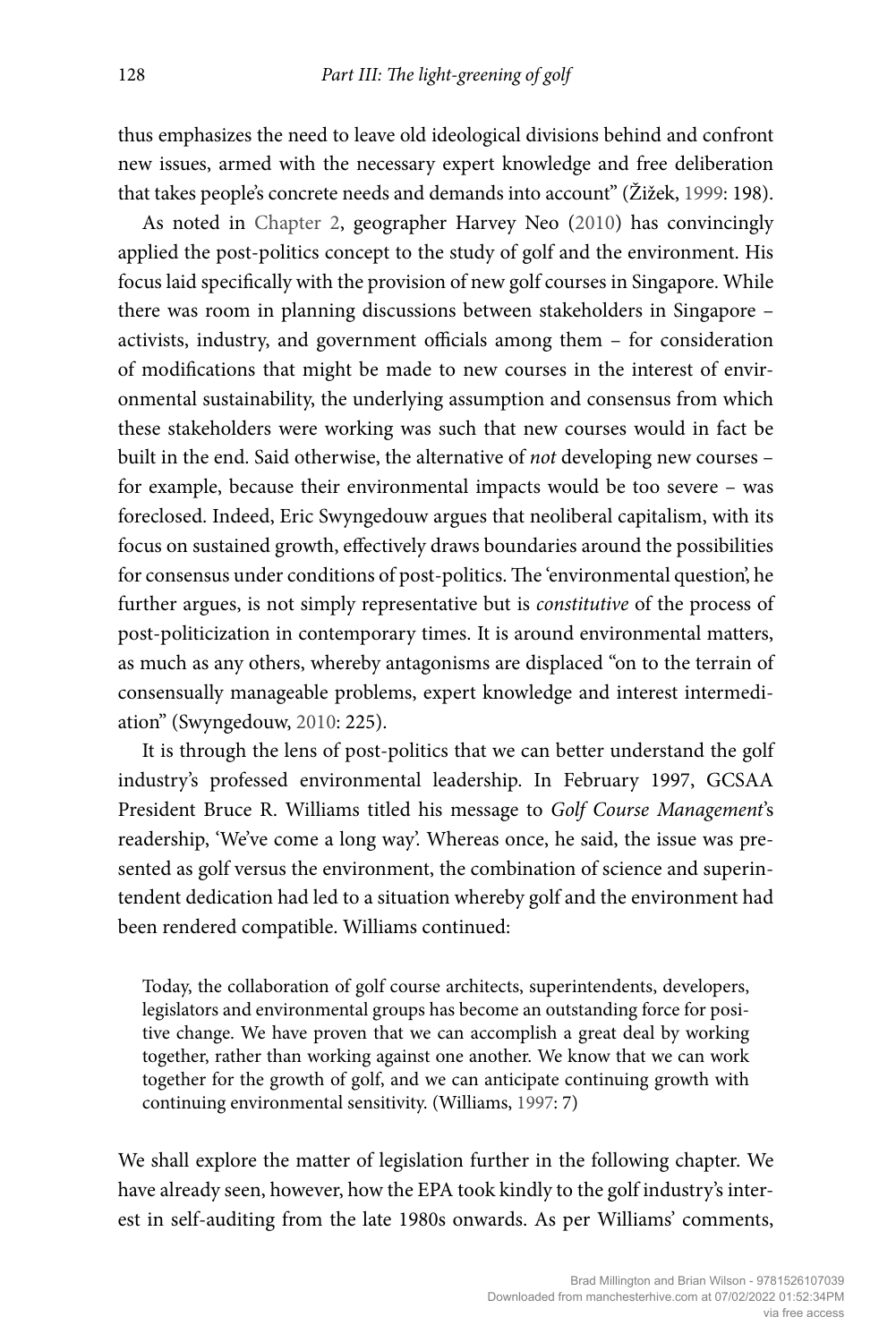thus emphasizes the need to leave old ideological divisions behind and confront new issues, armed with the necessary expert knowledge and free deliberation that takes people's concrete needs and demands into account" (Žižek, 1999: 198).

As noted in Chapter 2, geographer Harvey Neo (2010) has convincingly applied the post-politics concept to the study of golf and the environment. His focus laid specifically with the provision of new golf courses in Singapore. While there was room in planning discussions between stakeholders in Singapore – activists, industry, and government officials among them – for consideration of modifications that might be made to new courses in the interest of environmental sustainability, the underlying assumption and consensus from which these stakeholders were working was such that new courses would in fact be built in the end. Said otherwise, the alternative of *not* developing new courses – for example, because their environmental impacts would be too severe – was foreclosed. Indeed, Eric Swyngedouw argues that neoliberal capitalism, with its focus on sustained growth, effectively draws boundaries around the possibilities for consensus under conditions of post-politics. The 'environmental question', he further argues, is not simply representative but is *constitutive* of the process of post-politicization in contemporary times. It is around environmental matters, as much as any others, whereby antagonisms are displaced "on to the terrain of consensually manageable problems, expert knowledge and interest intermediation" (Swyngedouw, 2010: 225).

It is through the lens of post-politics that we can better understand the golf industry's professed environmental leadership. In February 1997, GCSAA President Bruce R. Williams titled his message to *Golf Course Management*'s readership, 'We've come a long way'. Whereas once, he said, the issue was presented as golf versus the environment, the combination of science and superintendent dedication had led to a situation whereby golf and the environment had been rendered compatible. Williams continued:

> Today, the collaboration of golf course architects, superintendents, developers, legislators and environmental groups has become an outstanding force for positive change. We have proven that we can accomplish a great deal by working together, rather than working against one another. We know that we can work together for the growth of golf, and we can anticipate continuing growth with continuing environmental sensitivity. (Williams, 1997: 7)

We shall explore the matter of legislation further in the following chapter. We have already seen, however, how the EPA took kindly to the golf industry's interest in self-auditing from the late 1980s onwards. As per Williams' comments,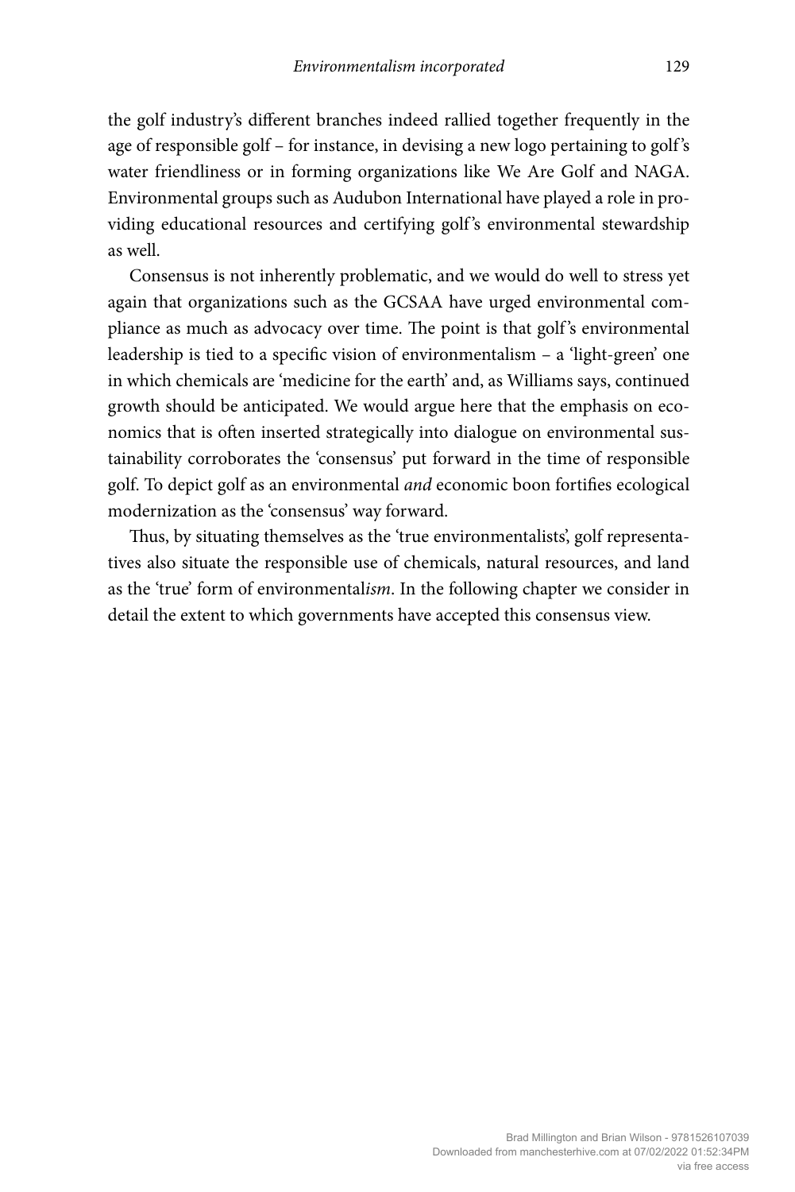the golf industry's different branches indeed rallied together frequently in the age of responsible golf – for instance, in devising a new logo pertaining to golf's water friendliness or in forming organizations like We Are Golf and NAGA. Environmental groups such as Audubon International have played a role in providing educational resources and certifying golf's environmental stewardship as well.

Consensus is not inherently problematic, and we would do well to stress yet again that organizations such as the GCSAA have urged environmental compliance as much as advocacy over time. The point is that golf's environmental leadership is tied to a specific vision of environmentalism – a 'light-green' one in which chemicals are 'medicine for the earth' and, as Williams says, continued growth should be anticipated. We would argue here that the emphasis on economics that is often inserted strategically into dialogue on environmental sustainability corroborates the 'consensus' put forward in the time of responsible golf. To depict golf as an environmental *and* economic boon fortifies ecological modernization as the 'consensus' way forward.

Thus, by situating themselves as the 'true environmentalists', golf representatives also situate the responsible use of chemicals, natural resources, and land as the 'true' form of environmental*ism*. In the following chapter we consider in detail the extent to which governments have accepted this consensus view.